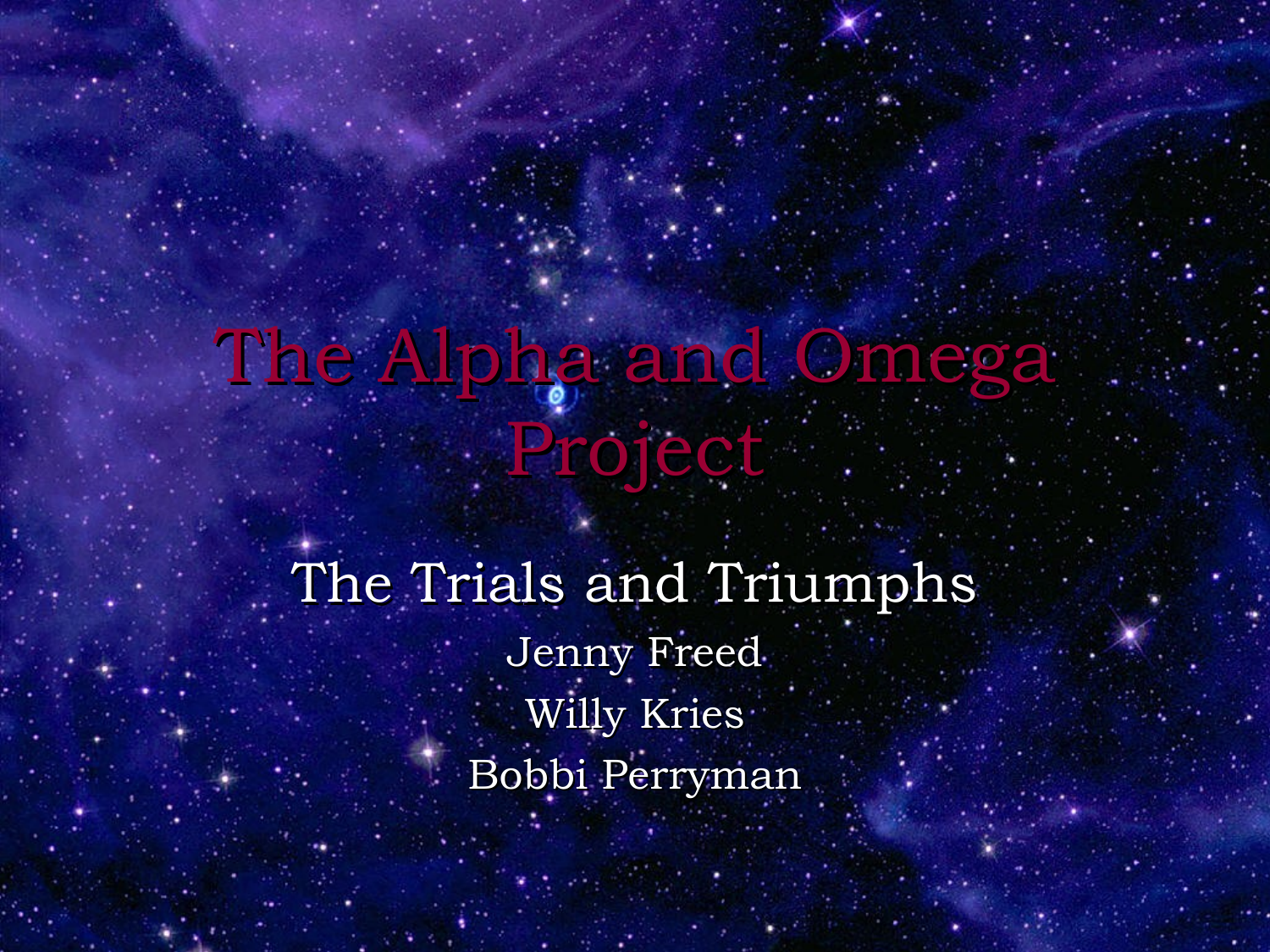# The Alpha and Omega Project

## The Trials and Triumphs

Jenny Freed

Willy Kries

Bobbi Perryman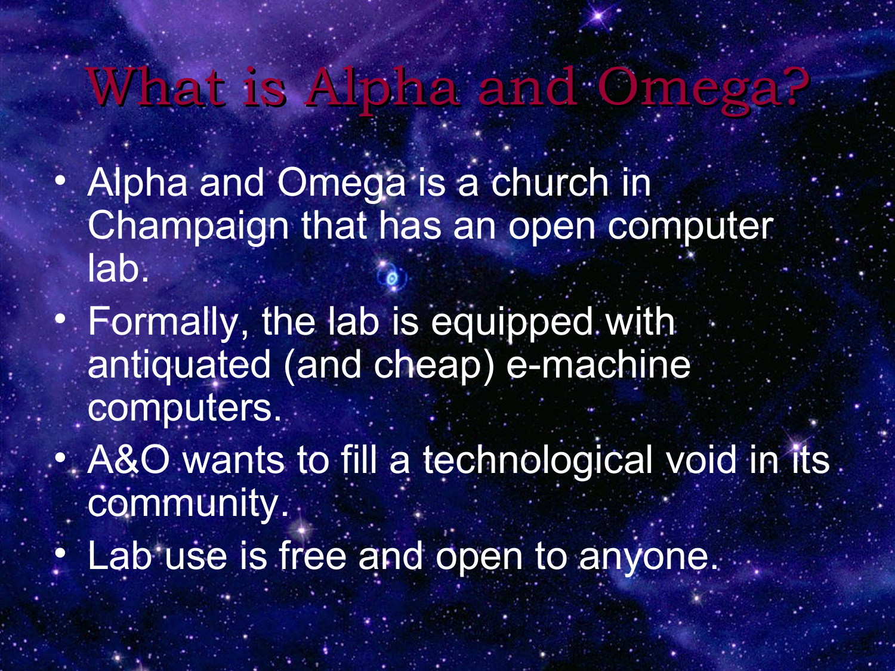# What is Alpha and Omega?

- Alpha and Omega is a church in Champaign that has an open computer lab.
- Formally, the lab is equipped with antiquated (and cheap) e-machine computers.
- A&O wants to fill a technological void in its community.
- Lab use is free and open to anyone.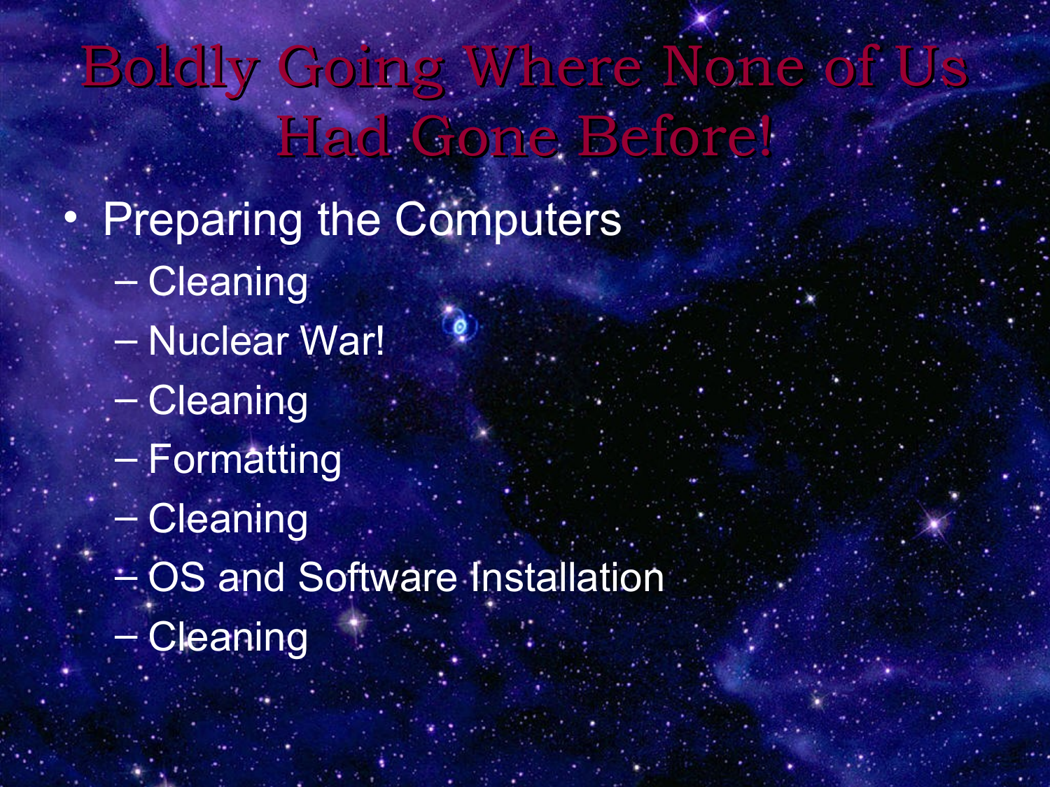# Boldly Going Where None of Us Had Gone Before!

- Preparing the Computers
  - Cleaning
  - Nuclear War!
  - Cleaning
  - Formatting
  - Cleaning
  - OS and Software Installation
  - Cleaning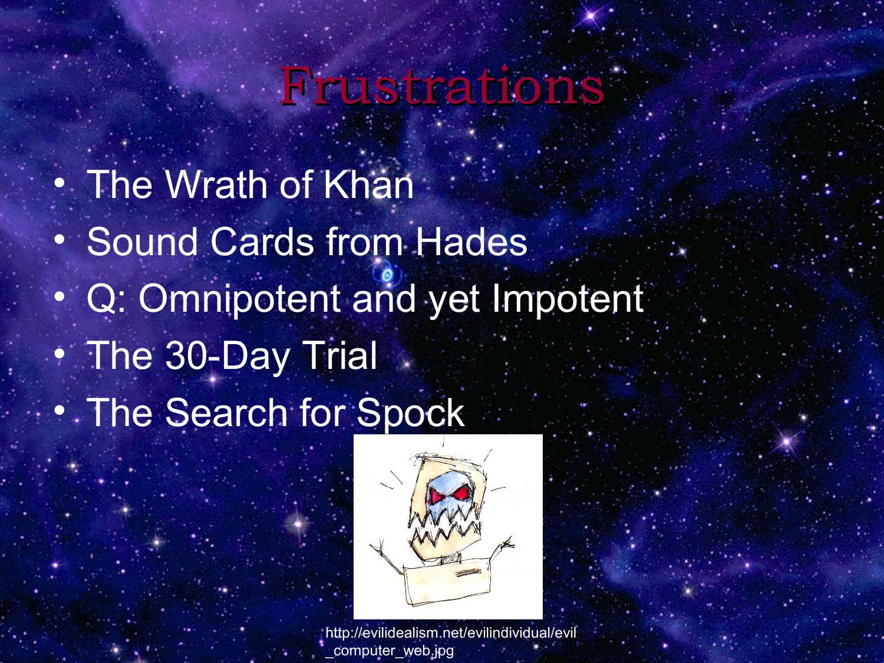# Frustrations

- The Wrath of Khan
- Sound Cards from Hades
- Q: Omnipotent and yet Impotent
- The 30-Day Trial
- The Search for Spock

http://evilidealism.net/evilindividual/evil_computer_web.jpg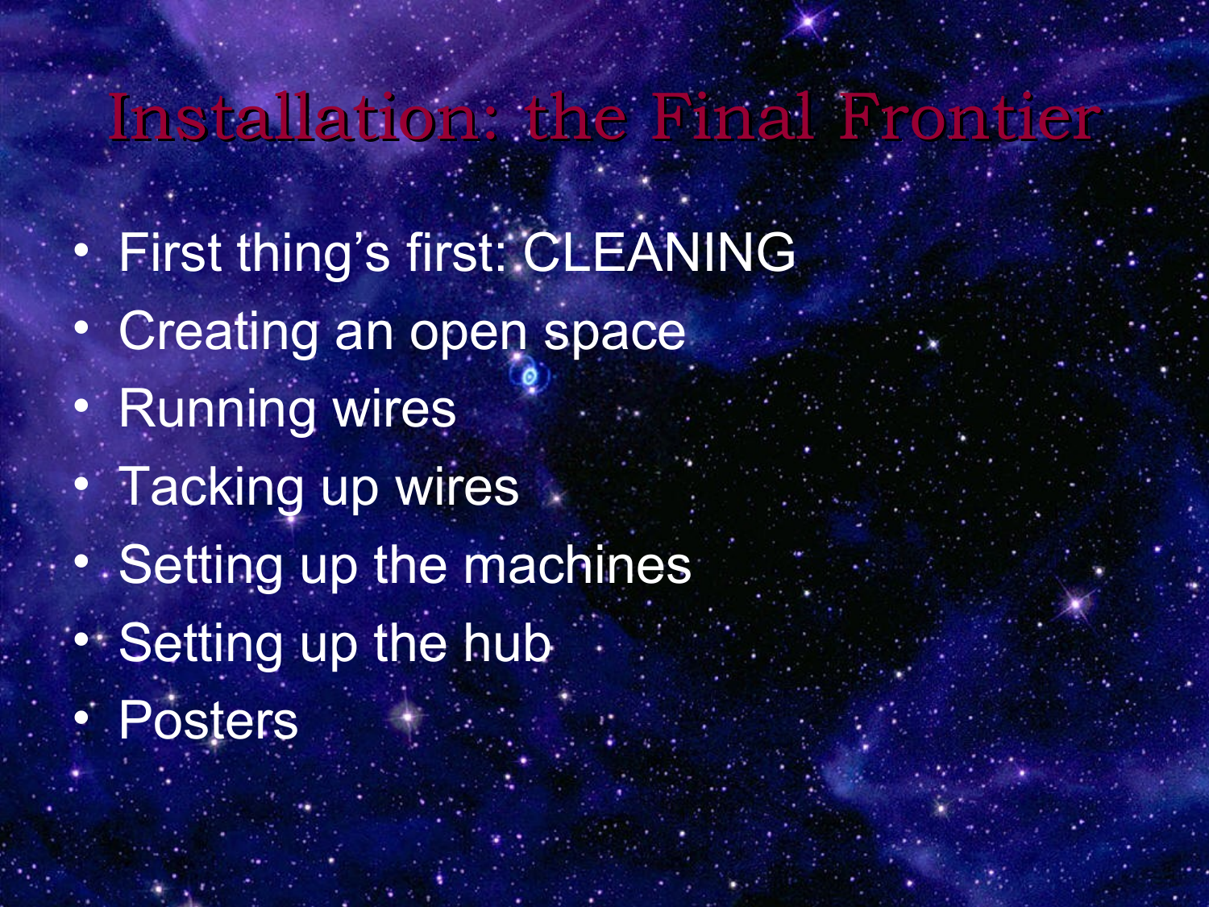# Installation: the Final Frontier

- First thing's first: CLEANING
- Creating an open space
- Running wires
- Tacking up wires
- Setting up the machines
- Setting up the hub
- Posters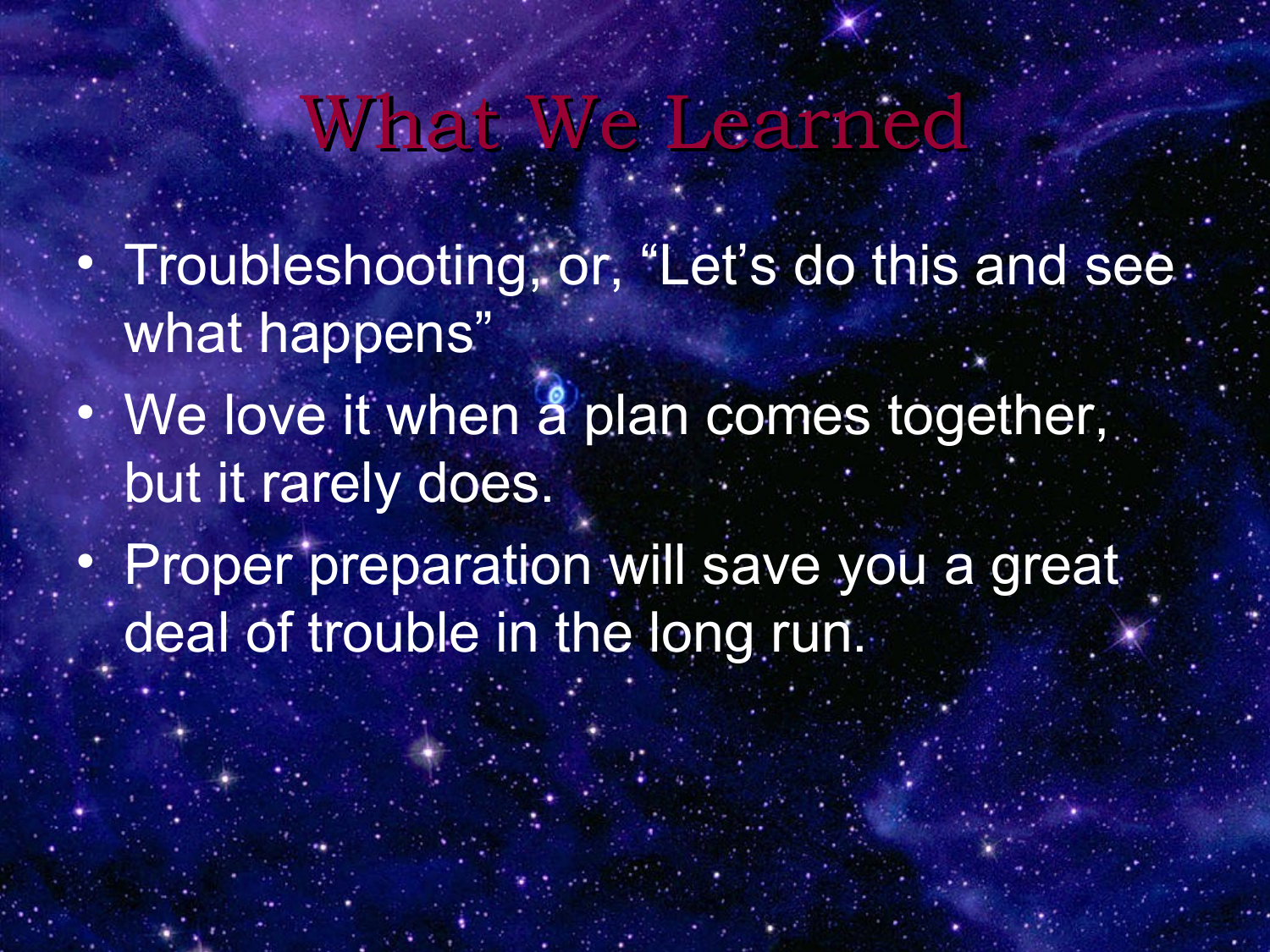# What We Learned

- Troubleshooting, or, “Let’s do this and see what happens”
- We love it when a plan comes together, but it rarely does.
- Proper preparation will save you a great deal of trouble in the long run.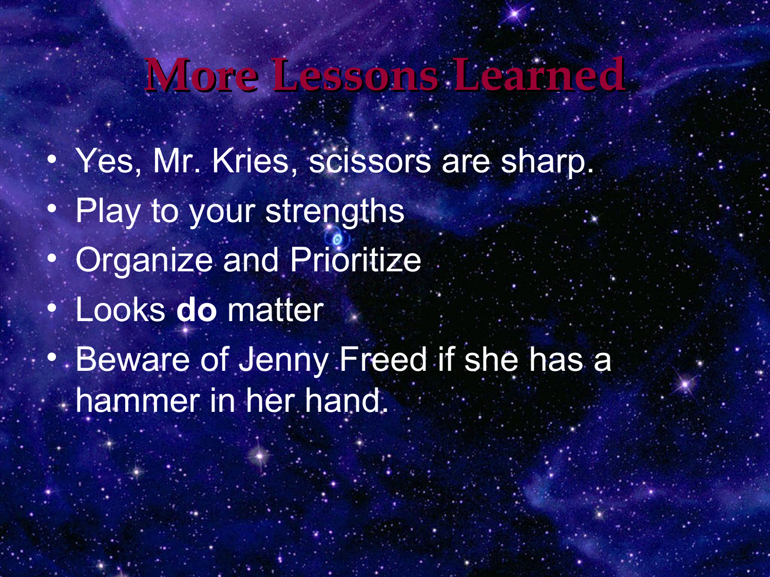# More Lessons Learned

- Yes, Mr. Kries, scissors are sharp.
- Play to your strengths
- Organize and Prioritize
- Looks **do** matter
- Beware of Jenny Freed if she has a hammer in her hand.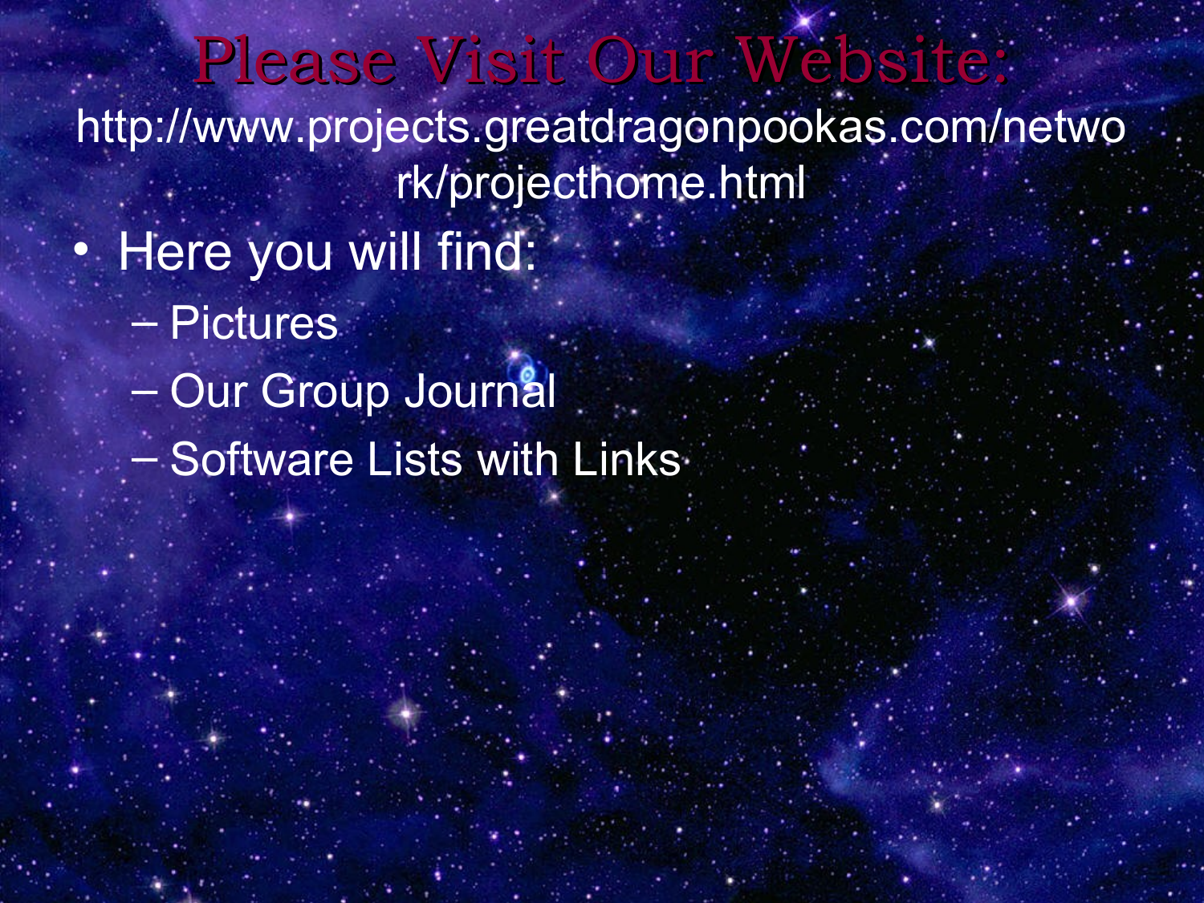# Please Visit Our Website:

http://www.projects.greatdragonpookas.com/network/projecthome.html

- Here you will find:
  - Pictures
  - Our Group Journal
  - Software Lists with Links